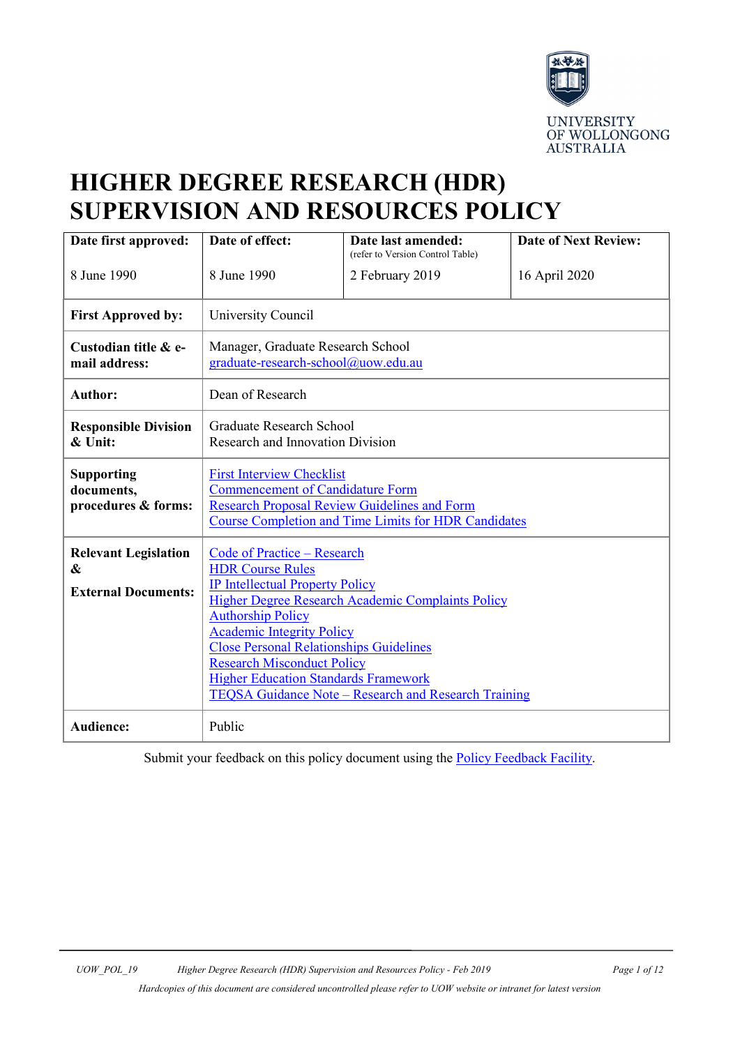UNIVERSITY OF WOLLONGONG AUSTRALIA

# HIGHER DEGREE RESEARCH (HDR) SUPERVISION AND RESOURCES POLICY

| **Date first approved:** | **Date of effect:** | **Date last amended:** (refer to Version Control Table) | **Date of Next Review:** |
|---|---|---|---|
| 8 June 1990 | 8 June 1990 | 2 February 2019 | 16 April 2020 |
| **First Approved by:** | University Council | | |
| **Custodian title & e-mail address:** | Manager, Graduate Research School<br>graduate-research-school@uow.edu.au | | |
| **Author:** | Dean of Research | | |
| **Responsible Division & Unit:** | Graduate Research School<br>Research and Innovation Division | | |
| **Supporting documents, procedures & forms:** | First Interview Checklist<br>Commencement of Candidature Form<br>Research Proposal Review Guidelines and Form<br>Course Completion and Time Limits for HDR Candidates | | |
| **Relevant Legislation & External Documents:** | Code of Practice – Research<br>HDR Course Rules<br>IP Intellectual Property Policy<br>Higher Degree Research Academic Complaints Policy<br>Authorship Policy<br>Academic Integrity Policy<br>Close Personal Relationships Guidelines<br>Research Misconduct Policy<br>Higher Education Standards Framework<br>TEQSA Guidance Note – Research and Research Training | | |
| **Audience:** | Public | | |

Submit your feedback on this policy document using the Policy Feedback Facility.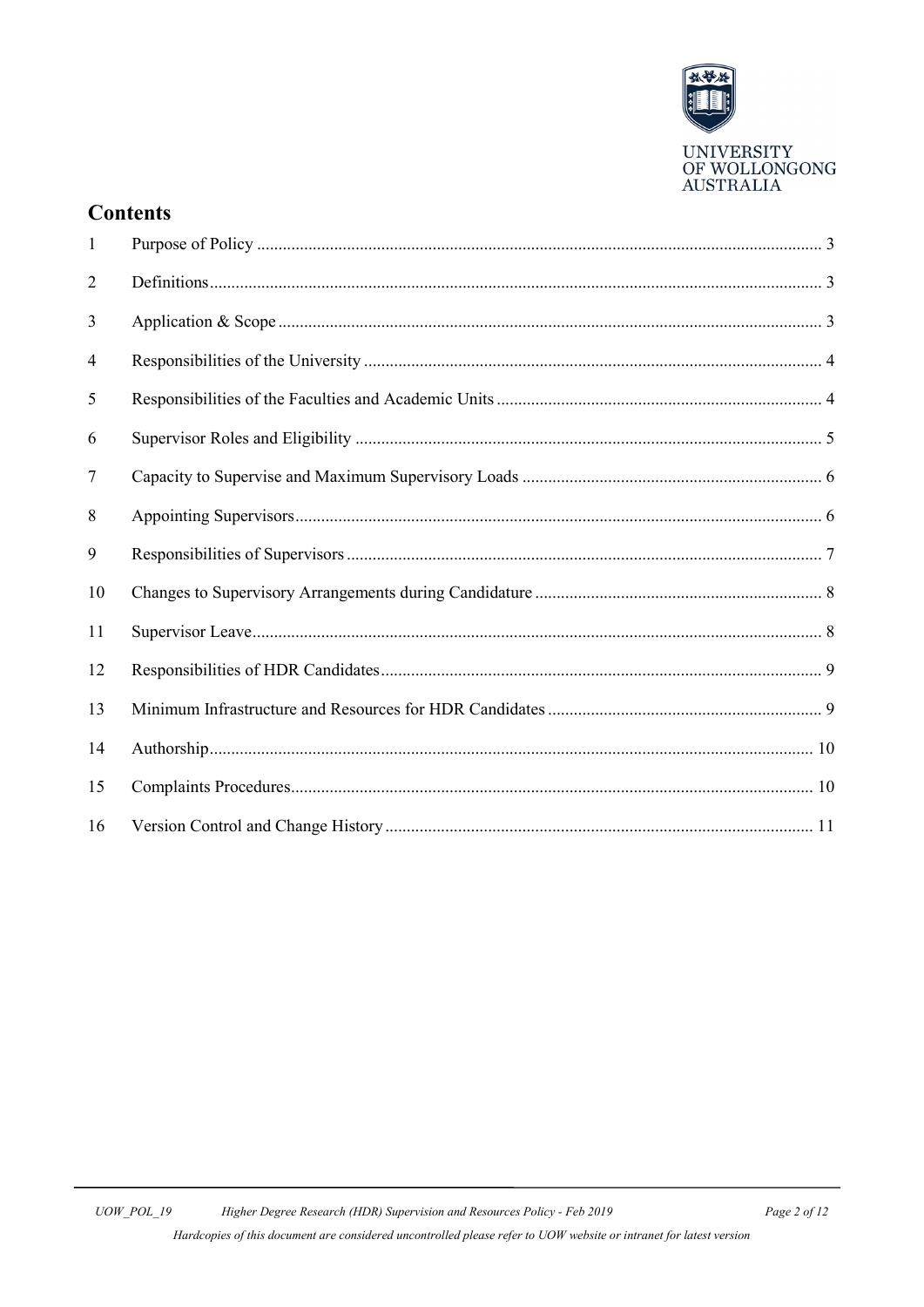## Contents

| | | |
|---|---|---|
| 1 | Purpose of Policy | 3 |
| 2 | Definitions | 3 |
| 3 | Application & Scope | 3 |
| 4 | Responsibilities of the University | 4 |
| 5 | Responsibilities of the Faculties and Academic Units | 4 |
| 6 | Supervisor Roles and Eligibility | 5 |
| 7 | Capacity to Supervise and Maximum Supervisory Loads | 6 |
| 8 | Appointing Supervisors | 6 |
| 9 | Responsibilities of Supervisors | 7 |
| 10 | Changes to Supervisory Arrangements during Candidature | 8 |
| 11 | Supervisor Leave | 8 |
| 12 | Responsibilities of HDR Candidates | 9 |
| 13 | Minimum Infrastructure and Resources for HDR Candidates | 9 |
| 14 | Authorship | 10 |
| 15 | Complaints Procedures | 10 |
| 16 | Version Control and Change History | 11 |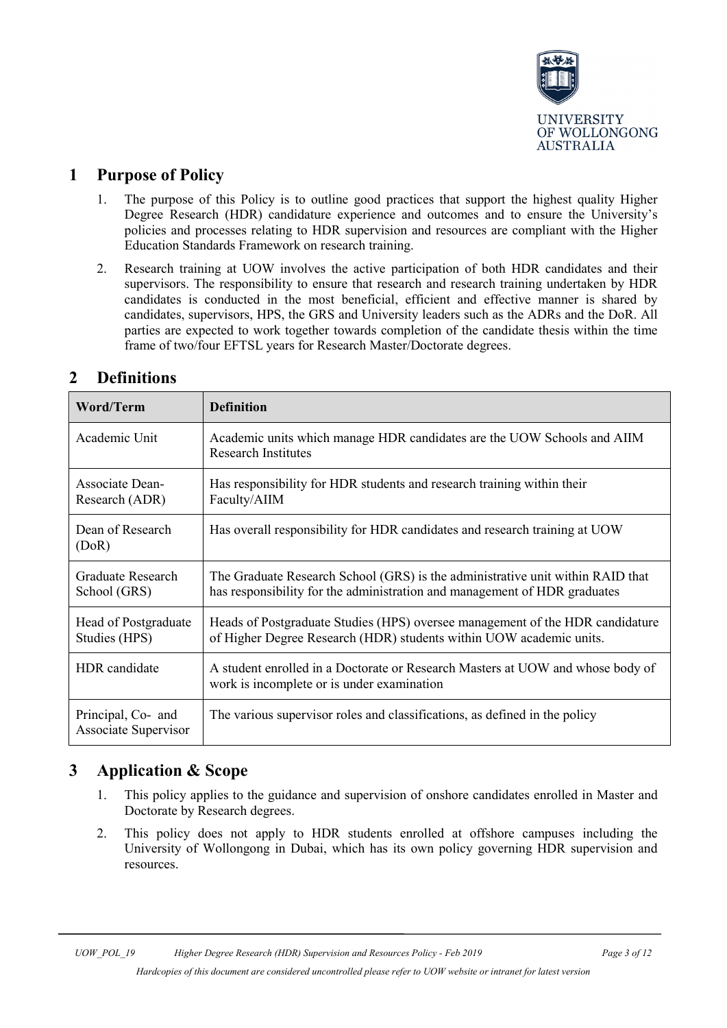## 1 Purpose of Policy

1. The purpose of this Policy is to outline good practices that support the highest quality Higher Degree Research (HDR) candidature experience and outcomes and to ensure the University's policies and processes relating to HDR supervision and resources are compliant with the Higher Education Standards Framework on research training.
2. Research training at UOW involves the active participation of both HDR candidates and their supervisors. The responsibility to ensure that research and research training undertaken by HDR candidates is conducted in the most beneficial, efficient and effective manner is shared by candidates, supervisors, HPS, the GRS and University leaders such as the ADRs and the DoR. All parties are expected to work together towards completion of the candidate thesis within the time frame of two/four EFTSL years for Research Master/Doctorate degrees.

## 2 Definitions

| Word/Term | Definition |
|---|---|
| Academic Unit | Academic units which manage HDR candidates are the UOW Schools and AIIM Research Institutes |
| Associate Dean-Research (ADR) | Has responsibility for HDR students and research training within their Faculty/AIIM |
| Dean of Research (DoR) | Has overall responsibility for HDR candidates and research training at UOW |
| Graduate Research School (GRS) | The Graduate Research School (GRS) is the administrative unit within RAID that has responsibility for the administration and management of HDR graduates |
| Head of Postgraduate Studies (HPS) | Heads of Postgraduate Studies (HPS) oversee management of the HDR candidature of Higher Degree Research (HDR) students within UOW academic units. |
| HDR candidate | A student enrolled in a Doctorate or Research Masters at UOW and whose body of work is incomplete or is under examination |
| Principal, Co- and Associate Supervisor | The various supervisor roles and classifications, as defined in the policy |

## 3 Application & Scope

1. This policy applies to the guidance and supervision of onshore candidates enrolled in Master and Doctorate by Research degrees.
2. This policy does not apply to HDR students enrolled at offshore campuses including the University of Wollongong in Dubai, which has its own policy governing HDR supervision and resources.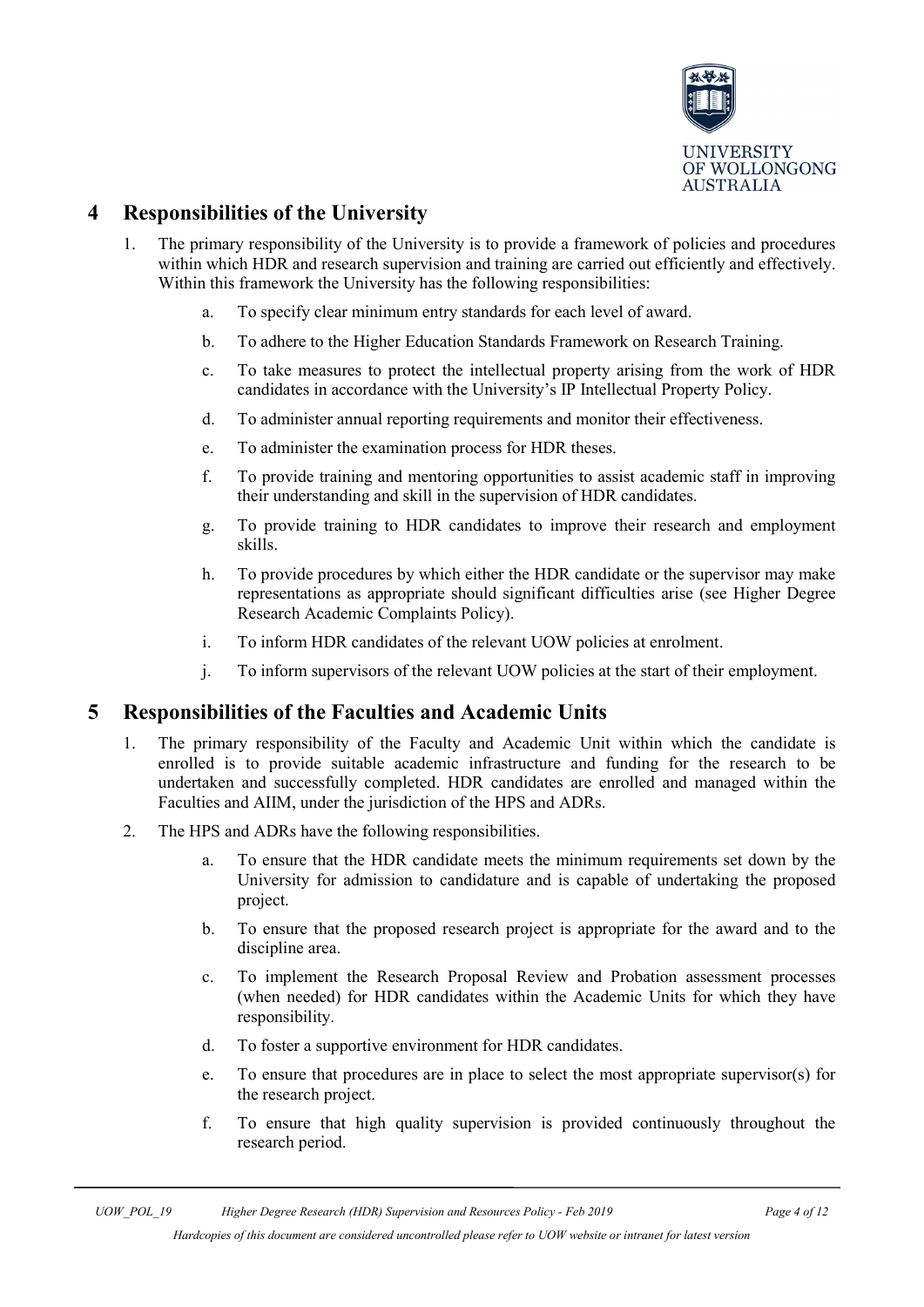## 4 Responsibilities of the University

1. The primary responsibility of the University is to provide a framework of policies and procedures within which HDR and research supervision and training are carried out efficiently and effectively. Within this framework the University has the following responsibilities:

   a. To specify clear minimum entry standards for each level of award.

   b. To adhere to the Higher Education Standards Framework on Research Training.

   c. To take measures to protect the intellectual property arising from the work of HDR candidates in accordance with the University's IP Intellectual Property Policy.

   d. To administer annual reporting requirements and monitor their effectiveness.

   e. To administer the examination process for HDR theses.

   f. To provide training and mentoring opportunities to assist academic staff in improving their understanding and skill in the supervision of HDR candidates.

   g. To provide training to HDR candidates to improve their research and employment skills.

   h. To provide procedures by which either the HDR candidate or the supervisor may make representations as appropriate should significant difficulties arise (see Higher Degree Research Academic Complaints Policy).

   i. To inform HDR candidates of the relevant UOW policies at enrolment.

   j. To inform supervisors of the relevant UOW policies at the start of their employment.

## 5 Responsibilities of the Faculties and Academic Units

1. The primary responsibility of the Faculty and Academic Unit within which the candidate is enrolled is to provide suitable academic infrastructure and funding for the research to be undertaken and successfully completed. HDR candidates are enrolled and managed within the Faculties and AIIM, under the jurisdiction of the HPS and ADRs.

2. The HPS and ADRs have the following responsibilities.

   a. To ensure that the HDR candidate meets the minimum requirements set down by the University for admission to candidature and is capable of undertaking the proposed project.

   b. To ensure that the proposed research project is appropriate for the award and to the discipline area.

   c. To implement the Research Proposal Review and Probation assessment processes (when needed) for HDR candidates within the Academic Units for which they have responsibility.

   d. To foster a supportive environment for HDR candidates.

   e. To ensure that procedures are in place to select the most appropriate supervisor(s) for the research project.

   f. To ensure that high quality supervision is provided continuously throughout the research period.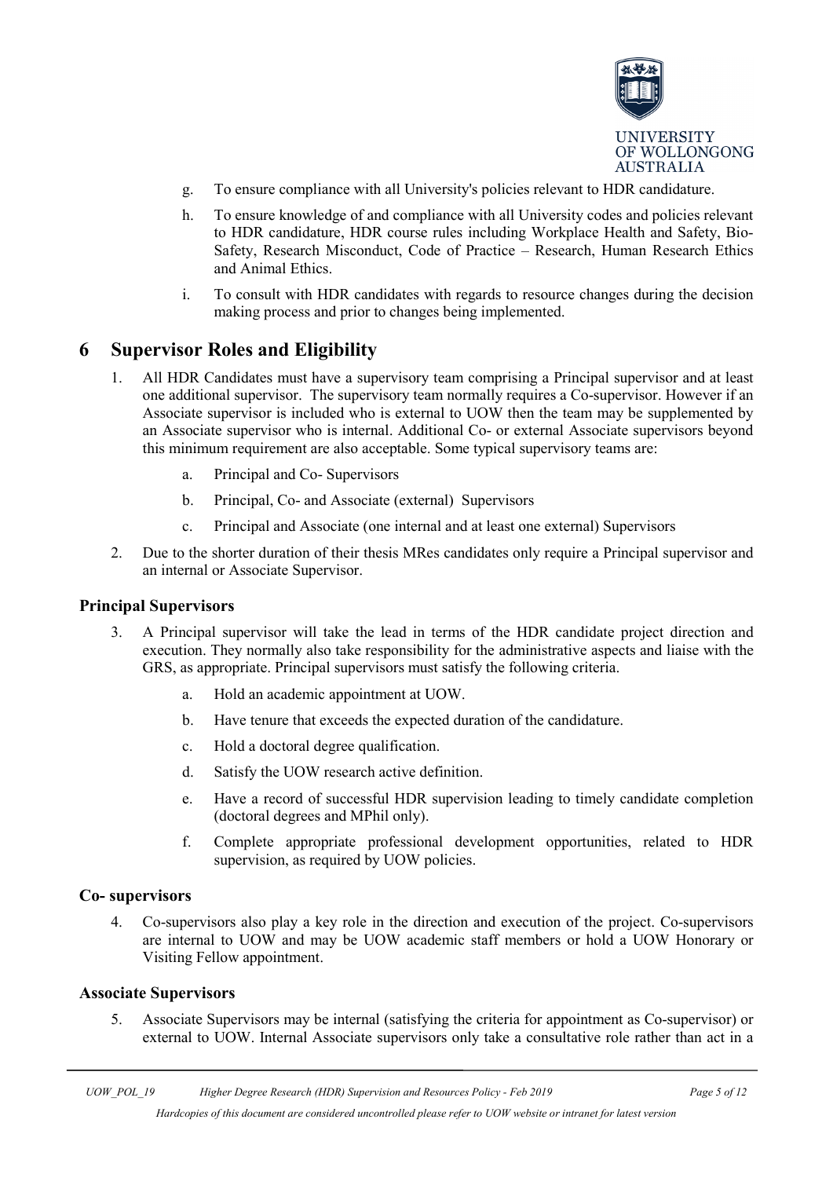g. To ensure compliance with all University's policies relevant to HDR candidature.

h. To ensure knowledge of and compliance with all University codes and policies relevant to HDR candidature, HDR course rules including Workplace Health and Safety, Bio-Safety, Research Misconduct, Code of Practice – Research, Human Research Ethics and Animal Ethics.

i. To consult with HDR candidates with regards to resource changes during the decision making process and prior to changes being implemented.

# 6 Supervisor Roles and Eligibility

1. All HDR Candidates must have a supervisory team comprising a Principal supervisor and at least one additional supervisor. The supervisory team normally requires a Co-supervisor. However if an Associate supervisor is included who is external to UOW then the team may be supplemented by an Associate supervisor who is internal. Additional Co- or external Associate supervisors beyond this minimum requirement are also acceptable. Some typical supervisory teams are:
   a. Principal and Co- Supervisors
   b. Principal, Co- and Associate (external) Supervisors
   c. Principal and Associate (one internal and at least one external) Supervisors

2. Due to the shorter duration of their thesis MRes candidates only require a Principal supervisor and an internal or Associate Supervisor.

### Principal Supervisors

3. A Principal supervisor will take the lead in terms of the HDR candidate project direction and execution. They normally also take responsibility for the administrative aspects and liaise with the GRS, as appropriate. Principal supervisors must satisfy the following criteria.
   a. Hold an academic appointment at UOW.
   b. Have tenure that exceeds the expected duration of the candidature.
   c. Hold a doctoral degree qualification.
   d. Satisfy the UOW research active definition.
   e. Have a record of successful HDR supervision leading to timely candidate completion (doctoral degrees and MPhil only).
   f. Complete appropriate professional development opportunities, related to HDR supervision, as required by UOW policies.

### Co- supervisors

4. Co-supervisors also play a key role in the direction and execution of the project. Co-supervisors are internal to UOW and may be UOW academic staff members or hold a UOW Honorary or Visiting Fellow appointment.

### Associate Supervisors

5. Associate Supervisors may be internal (satisfying the criteria for appointment as Co-supervisor) or external to UOW. Internal Associate supervisors only take a consultative role rather than act in a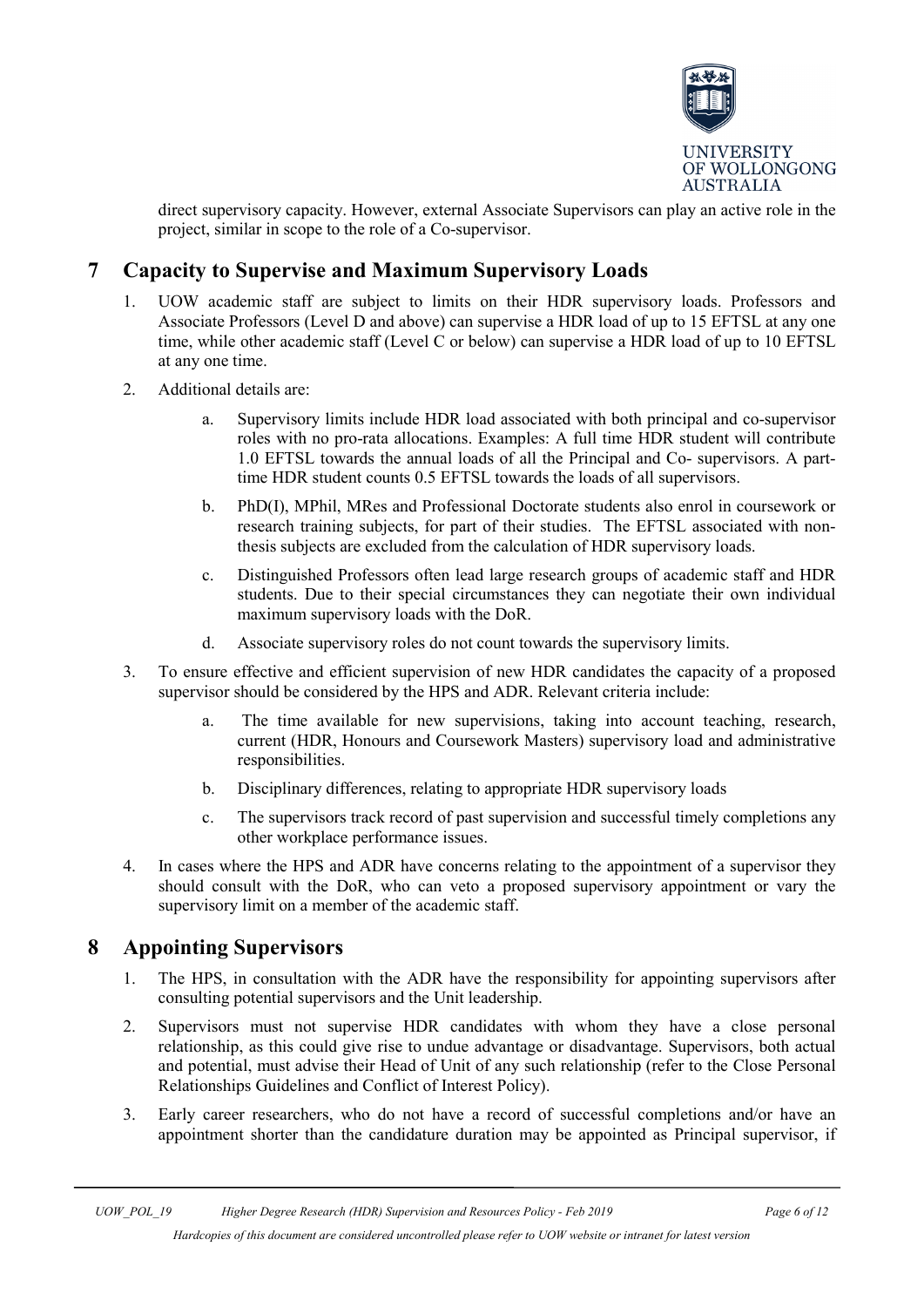direct supervisory capacity. However, external Associate Supervisors can play an active role in the project, similar in scope to the role of a Co-supervisor.

## 7 Capacity to Supervise and Maximum Supervisory Loads

1. UOW academic staff are subject to limits on their HDR supervisory loads. Professors and Associate Professors (Level D and above) can supervise a HDR load of up to 15 EFTSL at any one time, while other academic staff (Level C or below) can supervise a HDR load of up to 10 EFTSL at any one time.
2. Additional details are:
   a. Supervisory limits include HDR load associated with both principal and co-supervisor roles with no pro-rata allocations. Examples: A full time HDR student will contribute 1.0 EFTSL towards the annual loads of all the Principal and Co- supervisors. A part-time HDR student counts 0.5 EFTSL towards the loads of all supervisors.
   b. PhD(I), MPhil, MRes and Professional Doctorate students also enrol in coursework or research training subjects, for part of their studies. The EFTSL associated with non-thesis subjects are excluded from the calculation of HDR supervisory loads.
   c. Distinguished Professors often lead large research groups of academic staff and HDR students. Due to their special circumstances they can negotiate their own individual maximum supervisory loads with the DoR.
   d. Associate supervisory roles do not count towards the supervisory limits.
3. To ensure effective and efficient supervision of new HDR candidates the capacity of a proposed supervisor should be considered by the HPS and ADR. Relevant criteria include:
   a. The time available for new supervisions, taking into account teaching, research, current (HDR, Honours and Coursework Masters) supervisory load and administrative responsibilities.
   b. Disciplinary differences, relating to appropriate HDR supervisory loads
   c. The supervisors track record of past supervision and successful timely completions any other workplace performance issues.
4. In cases where the HPS and ADR have concerns relating to the appointment of a supervisor they should consult with the DoR, who can veto a proposed supervisory appointment or vary the supervisory limit on a member of the academic staff.

## 8 Appointing Supervisors

1. The HPS, in consultation with the ADR have the responsibility for appointing supervisors after consulting potential supervisors and the Unit leadership.
2. Supervisors must not supervise HDR candidates with whom they have a close personal relationship, as this could give rise to undue advantage or disadvantage. Supervisors, both actual and potential, must advise their Head of Unit of any such relationship (refer to the Close Personal Relationships Guidelines and Conflict of Interest Policy).
3. Early career researchers, who do not have a record of successful completions and/or have an appointment shorter than the candidature duration may be appointed as Principal supervisor, if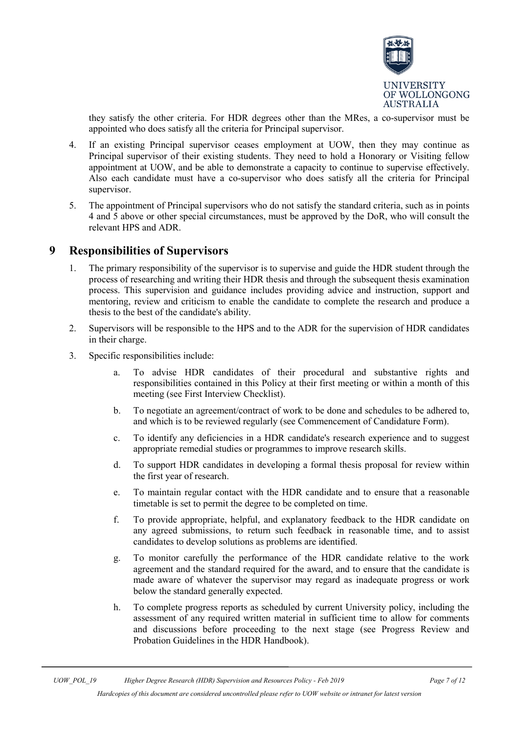they satisfy the other criteria. For HDR degrees other than the MRes, a co-supervisor must be appointed who does satisfy all the criteria for Principal supervisor.

4. If an existing Principal supervisor ceases employment at UOW, then they may continue as Principal supervisor of their existing students. They need to hold a Honorary or Visiting fellow appointment at UOW, and be able to demonstrate a capacity to continue to supervise effectively. Also each candidate must have a co-supervisor who does satisfy all the criteria for Principal supervisor.
5. The appointment of Principal supervisors who do not satisfy the standard criteria, such as in points 4 and 5 above or other special circumstances, must be approved by the DoR, who will consult the relevant HPS and ADR.

# 9 Responsibilities of Supervisors

1. The primary responsibility of the supervisor is to supervise and guide the HDR student through the process of researching and writing their HDR thesis and through the subsequent thesis examination process. This supervision and guidance includes providing advice and instruction, support and mentoring, review and criticism to enable the candidate to complete the research and produce a thesis to the best of the candidate's ability.
2. Supervisors will be responsible to the HPS and to the ADR for the supervision of HDR candidates in their charge.
3. Specific responsibilities include:
   a. To advise HDR candidates of their procedural and substantive rights and responsibilities contained in this Policy at their first meeting or within a month of this meeting (see First Interview Checklist).
   b. To negotiate an agreement/contract of work to be done and schedules to be adhered to, and which is to be reviewed regularly (see Commencement of Candidature Form).
   c. To identify any deficiencies in a HDR candidate's research experience and to suggest appropriate remedial studies or programmes to improve research skills.
   d. To support HDR candidates in developing a formal thesis proposal for review within the first year of research.
   e. To maintain regular contact with the HDR candidate and to ensure that a reasonable timetable is set to permit the degree to be completed on time.
   f. To provide appropriate, helpful, and explanatory feedback to the HDR candidate on any agreed submissions, to return such feedback in reasonable time, and to assist candidates to develop solutions as problems are identified.
   g. To monitor carefully the performance of the HDR candidate relative to the work agreement and the standard required for the award, and to ensure that the candidate is made aware of whatever the supervisor may regard as inadequate progress or work below the standard generally expected.
   h. To complete progress reports as scheduled by current University policy, including the assessment of any required written material in sufficient time to allow for comments and discussions before proceeding to the next stage (see Progress Review and Probation Guidelines in the HDR Handbook).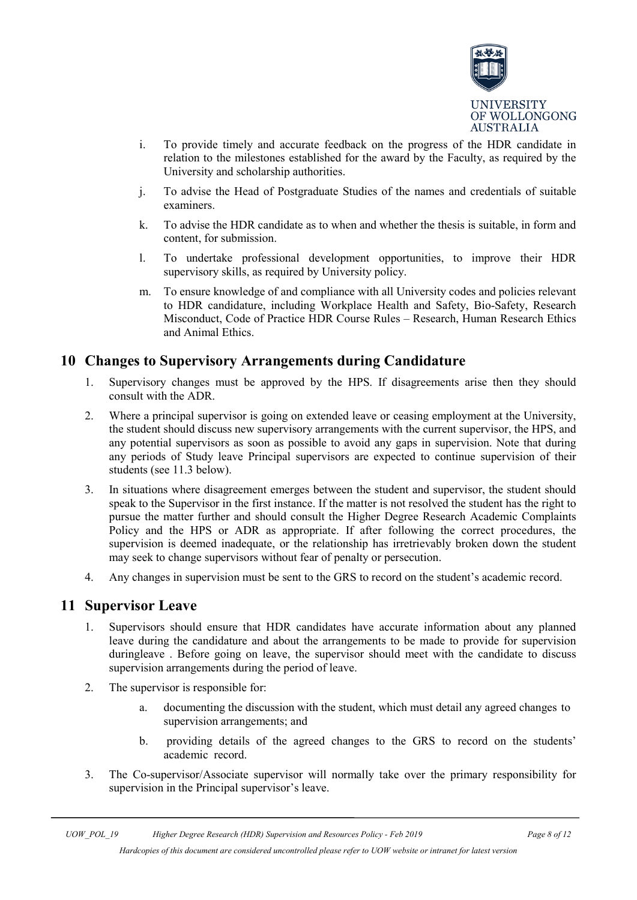i. To provide timely and accurate feedback on the progress of the HDR candidate in relation to the milestones established for the award by the Faculty, as required by the University and scholarship authorities.

j. To advise the Head of Postgraduate Studies of the names and credentials of suitable examiners.

k. To advise the HDR candidate as to when and whether the thesis is suitable, in form and content, for submission.

l. To undertake professional development opportunities, to improve their HDR supervisory skills, as required by University policy.

m. To ensure knowledge of and compliance with all University codes and policies relevant to HDR candidature, including Workplace Health and Safety, Bio-Safety, Research Misconduct, Code of Practice HDR Course Rules – Research, Human Research Ethics and Animal Ethics.

## 10 Changes to Supervisory Arrangements during Candidature

1. Supervisory changes must be approved by the HPS. If disagreements arise then they should consult with the ADR.
2. Where a principal supervisor is going on extended leave or ceasing employment at the University, the student should discuss new supervisory arrangements with the current supervisor, the HPS, and any potential supervisors as soon as possible to avoid any gaps in supervision. Note that during any periods of Study leave Principal supervisors are expected to continue supervision of their students (see 11.3 below).
3. In situations where disagreement emerges between the student and supervisor, the student should speak to the Supervisor in the first instance. If the matter is not resolved the student has the right to pursue the matter further and should consult the Higher Degree Research Academic Complaints Policy and the HPS or ADR as appropriate. If after following the correct procedures, the supervision is deemed inadequate, or the relationship has irretrievably broken down the student may seek to change supervisors without fear of penalty or persecution.
4. Any changes in supervision must be sent to the GRS to record on the student's academic record.

## 11 Supervisor Leave

1. Supervisors should ensure that HDR candidates have accurate information about any planned leave during the candidature and about the arrangements to be made to provide for supervision duringleave . Before going on leave, the supervisor should meet with the candidate to discuss supervision arrangements during the period of leave.
2. The supervisor is responsible for:
   a. documenting the discussion with the student, which must detail any agreed changes to supervision arrangements; and
   b. providing details of the agreed changes to the GRS to record on the students' academic record.
3. The Co-supervisor/Associate supervisor will normally take over the primary responsibility for supervision in the Principal supervisor's leave.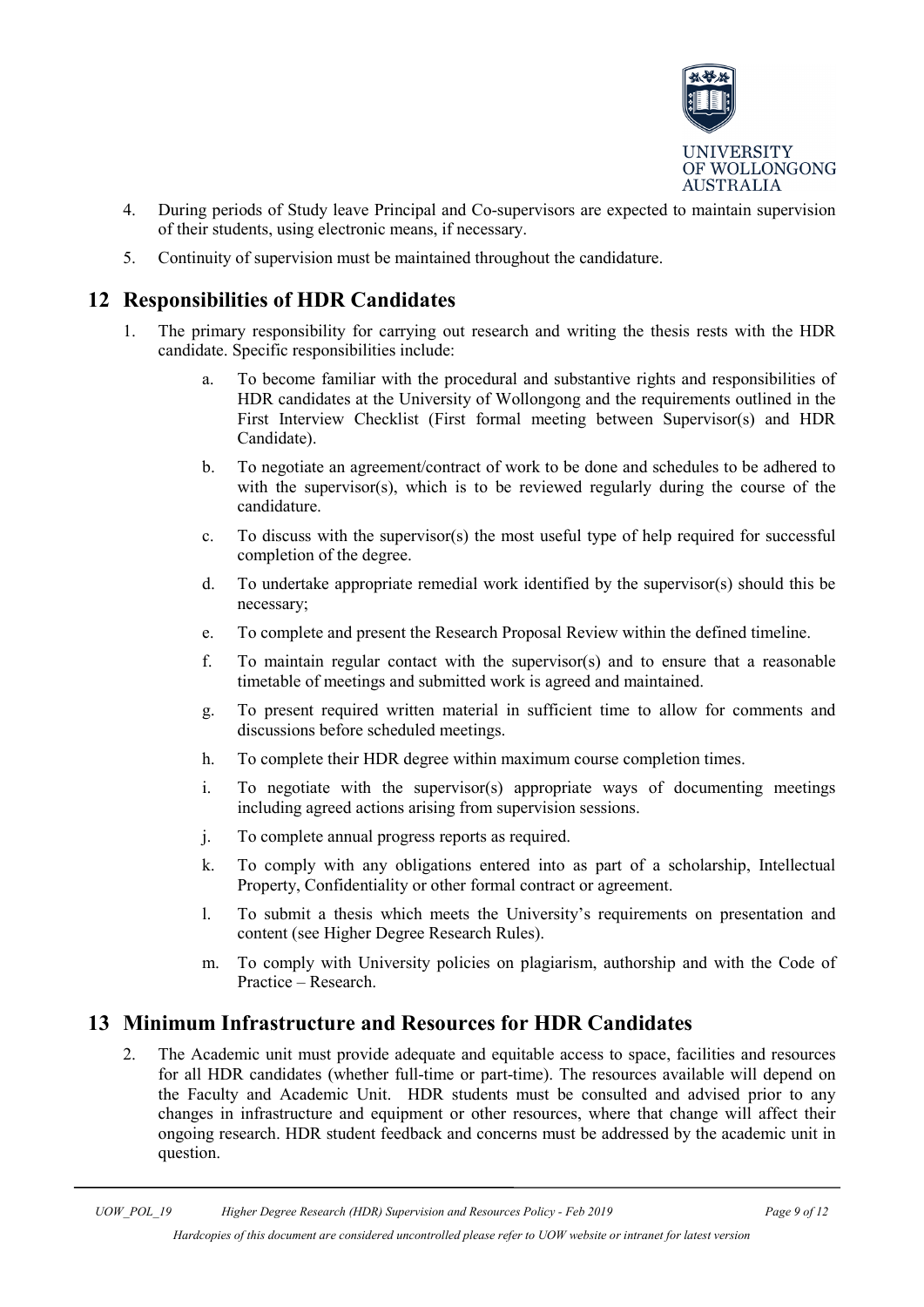4. During periods of Study leave Principal and Co-supervisors are expected to maintain supervision of their students, using electronic means, if necessary.

5. Continuity of supervision must be maintained throughout the candidature.

## 12 Responsibilities of HDR Candidates

1. The primary responsibility for carrying out research and writing the thesis rests with the HDR candidate. Specific responsibilities include:

    a. To become familiar with the procedural and substantive rights and responsibilities of HDR candidates at the University of Wollongong and the requirements outlined in the First Interview Checklist (First formal meeting between Supervisor(s) and HDR Candidate).

    b. To negotiate an agreement/contract of work to be done and schedules to be adhered to with the supervisor(s), which is to be reviewed regularly during the course of the candidature.

    c. To discuss with the supervisor(s) the most useful type of help required for successful completion of the degree.

    d. To undertake appropriate remedial work identified by the supervisor(s) should this be necessary;

    e. To complete and present the Research Proposal Review within the defined timeline.

    f. To maintain regular contact with the supervisor(s) and to ensure that a reasonable timetable of meetings and submitted work is agreed and maintained.

    g. To present required written material in sufficient time to allow for comments and discussions before scheduled meetings.

    h. To complete their HDR degree within maximum course completion times.

    i. To negotiate with the supervisor(s) appropriate ways of documenting meetings including agreed actions arising from supervision sessions.

    j. To complete annual progress reports as required.

    k. To comply with any obligations entered into as part of a scholarship, Intellectual Property, Confidentiality or other formal contract or agreement.

    l. To submit a thesis which meets the University's requirements on presentation and content (see Higher Degree Research Rules).

    m. To comply with University policies on plagiarism, authorship and with the Code of Practice – Research.

## 13 Minimum Infrastructure and Resources for HDR Candidates

2. The Academic unit must provide adequate and equitable access to space, facilities and resources for all HDR candidates (whether full-time or part-time). The resources available will depend on the Faculty and Academic Unit. HDR students must be consulted and advised prior to any changes in infrastructure and equipment or other resources, where that change will affect their ongoing research. HDR student feedback and concerns must be addressed by the academic unit in question.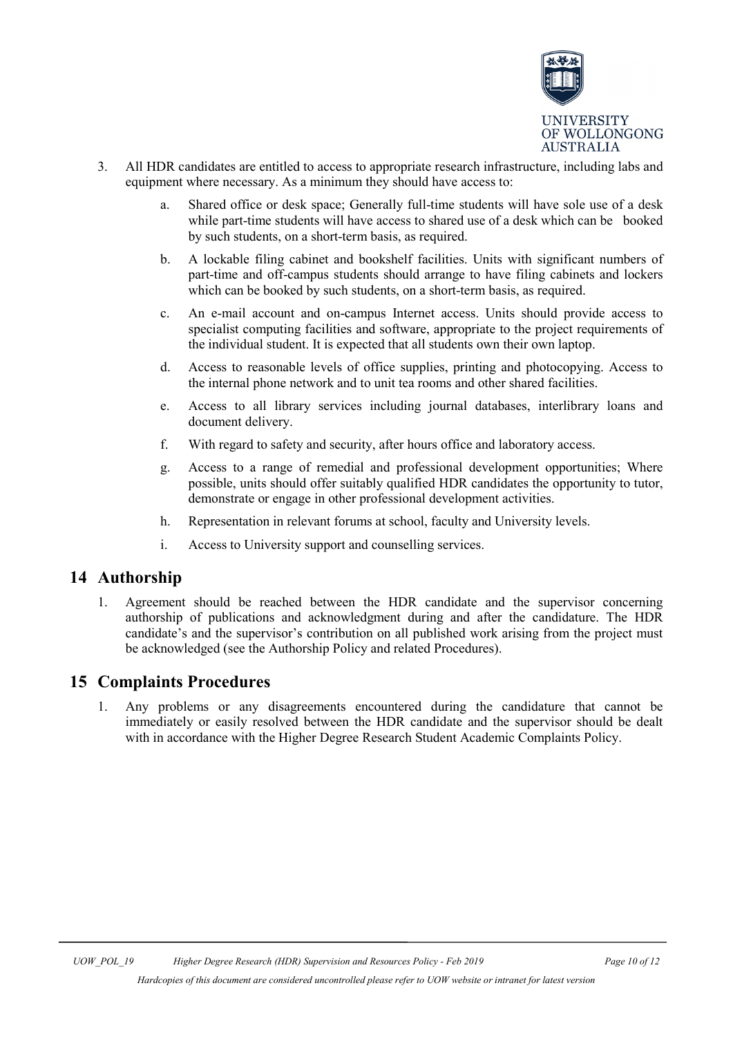3. All HDR candidates are entitled to access to appropriate research infrastructure, including labs and equipment where necessary. As a minimum they should have access to:

    a. Shared office or desk space; Generally full-time students will have sole use of a desk while part-time students will have access to shared use of a desk which can be booked by such students, on a short-term basis, as required.

    b. A lockable filing cabinet and bookshelf facilities. Units with significant numbers of part-time and off-campus students should arrange to have filing cabinets and lockers which can be booked by such students, on a short-term basis, as required.

    c. An e-mail account and on-campus Internet access. Units should provide access to specialist computing facilities and software, appropriate to the project requirements of the individual student. It is expected that all students own their own laptop.

    d. Access to reasonable levels of office supplies, printing and photocopying. Access to the internal phone network and to unit tea rooms and other shared facilities.

    e. Access to all library services including journal databases, interlibrary loans and document delivery.

    f. With regard to safety and security, after hours office and laboratory access.

    g. Access to a range of remedial and professional development opportunities; Where possible, units should offer suitably qualified HDR candidates the opportunity to tutor, demonstrate or engage in other professional development activities.

    h. Representation in relevant forums at school, faculty and University levels.

    i. Access to University support and counselling services.

## 14 Authorship

1. Agreement should be reached between the HDR candidate and the supervisor concerning authorship of publications and acknowledgment during and after the candidature. The HDR candidate's and the supervisor's contribution on all published work arising from the project must be acknowledged (see the Authorship Policy and related Procedures).

## 15 Complaints Procedures

1. Any problems or any disagreements encountered during the candidature that cannot be immediately or easily resolved between the HDR candidate and the supervisor should be dealt with in accordance with the Higher Degree Research Student Academic Complaints Policy.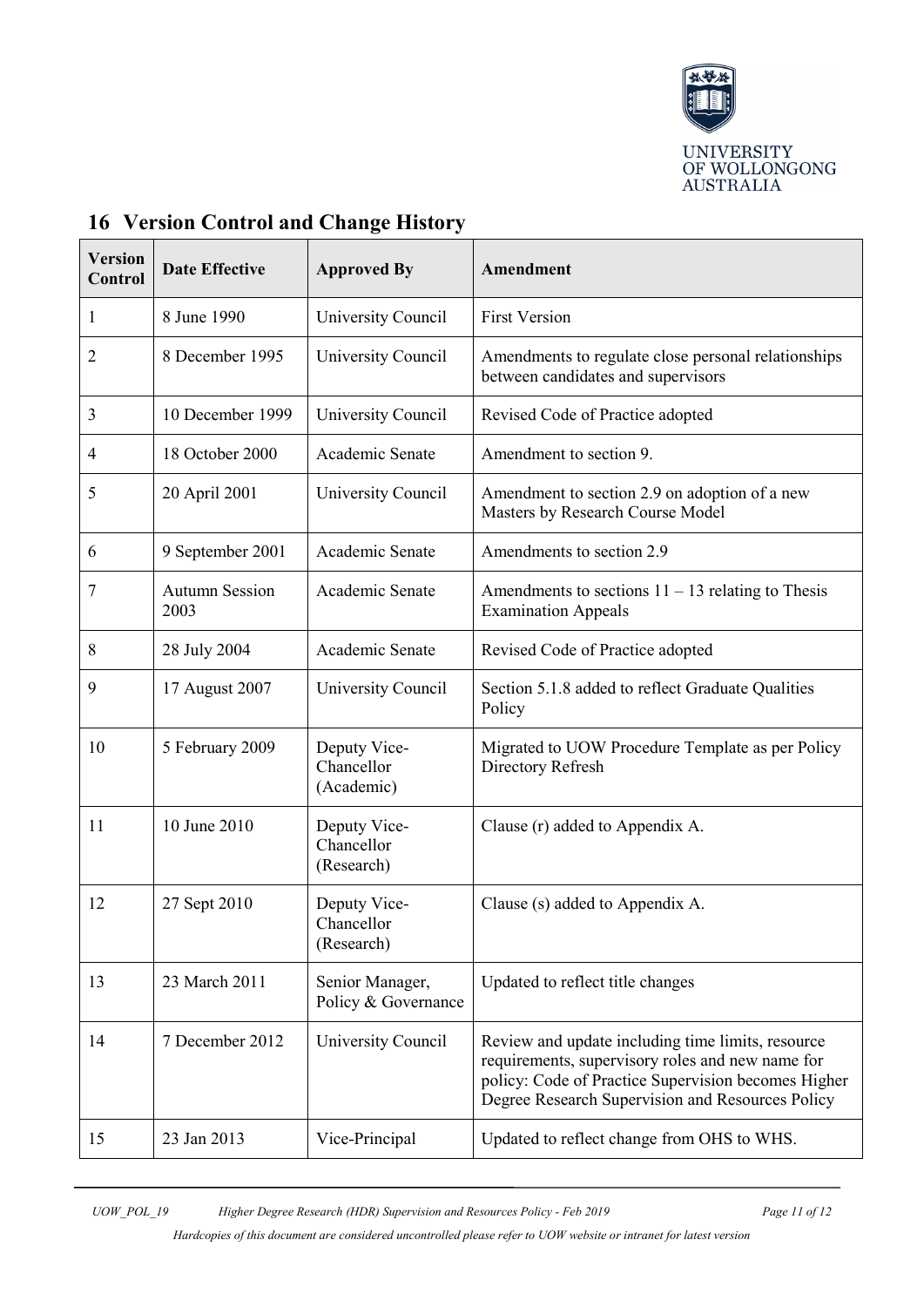## 16 Version Control and Change History

| Version Control | Date Effective | Approved By | Amendment |
|---|---|---|---|
| 1 | 8 June 1990 | University Council | First Version |
| 2 | 8 December 1995 | University Council | Amendments to regulate close personal relationships between candidates and supervisors |
| 3 | 10 December 1999 | University Council | Revised Code of Practice adopted |
| 4 | 18 October 2000 | Academic Senate | Amendment to section 9. |
| 5 | 20 April 2001 | University Council | Amendment to section 2.9 on adoption of a new Masters by Research Course Model |
| 6 | 9 September 2001 | Academic Senate | Amendments to section 2.9 |
| 7 | Autumn Session 2003 | Academic Senate | Amendments to sections 11 – 13 relating to Thesis Examination Appeals |
| 8 | 28 July 2004 | Academic Senate | Revised Code of Practice adopted |
| 9 | 17 August 2007 | University Council | Section 5.1.8 added to reflect Graduate Qualities Policy |
| 10 | 5 February 2009 | Deputy Vice-Chancellor (Academic) | Migrated to UOW Procedure Template as per Policy Directory Refresh |
| 11 | 10 June 2010 | Deputy Vice-Chancellor (Research) | Clause (r) added to Appendix A. |
| 12 | 27 Sept 2010 | Deputy Vice-Chancellor (Research) | Clause (s) added to Appendix A. |
| 13 | 23 March 2011 | Senior Manager, Policy & Governance | Updated to reflect title changes |
| 14 | 7 December 2012 | University Council | Review and update including time limits, resource requirements, supervisory roles and new name for policy: Code of Practice Supervision becomes Higher Degree Research Supervision and Resources Policy |
| 15 | 23 Jan 2013 | Vice-Principal | Updated to reflect change from OHS to WHS. |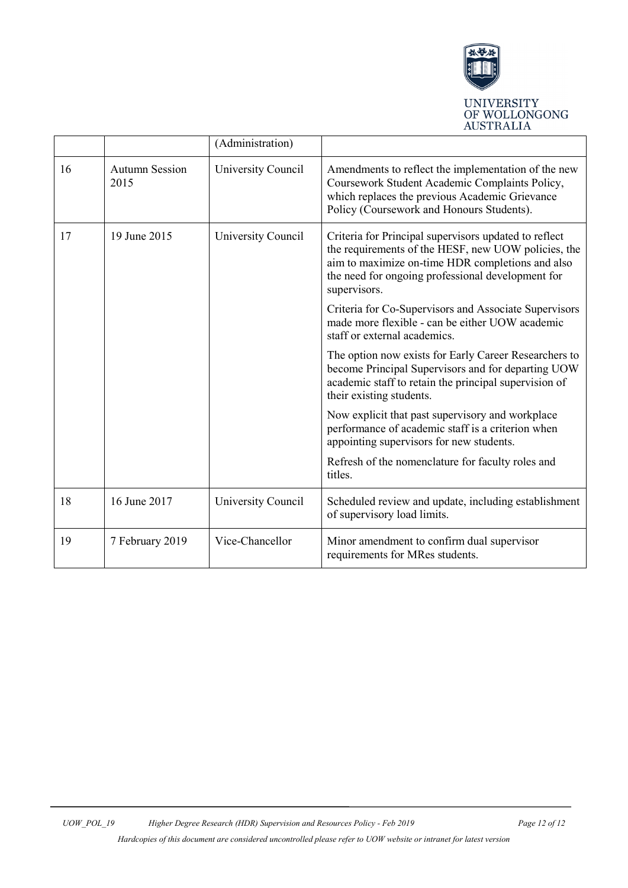| | | | |
|---|---|---|---|
| | | (Administration) | |
| 16 | Autumn Session 2015 | University Council | Amendments to reflect the implementation of the new Coursework Student Academic Complaints Policy, which replaces the previous Academic Grievance Policy (Coursework and Honours Students). |
| 17 | 19 June 2015 | University Council | Criteria for Principal supervisors updated to reflect the requirements of the HESF, new UOW policies, the aim to maximize on-time HDR completions and also the need for ongoing professional development for supervisors.<br><br>Criteria for Co-Supervisors and Associate Supervisors made more flexible - can be either UOW academic staff or external academics.<br><br>The option now exists for Early Career Researchers to become Principal Supervisors and for departing UOW academic staff to retain the principal supervision of their existing students.<br><br>Now explicit that past supervisory and workplace performance of academic staff is a criterion when appointing supervisors for new students.<br><br>Refresh of the nomenclature for faculty roles and titles. |
| 18 | 16 June 2017 | University Council | Scheduled review and update, including establishment of supervisory load limits. |
| 19 | 7 February 2019 | Vice-Chancellor | Minor amendment to confirm dual supervisor requirements for MRes students. |